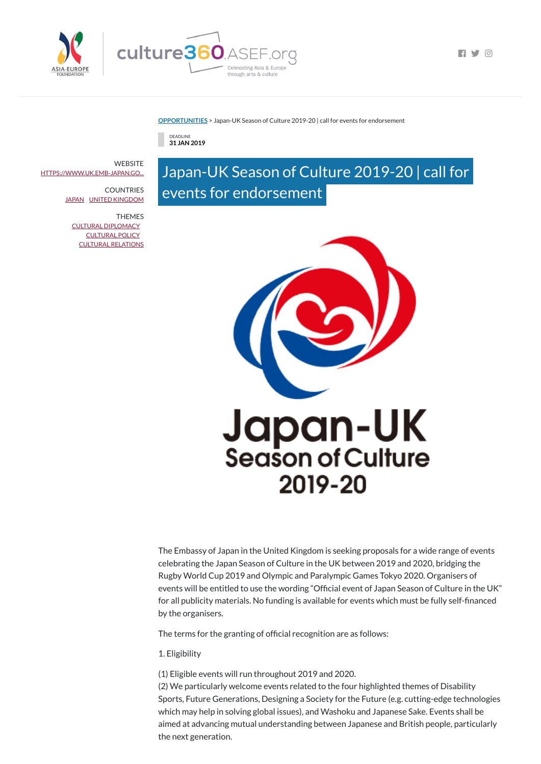OPPORTUNITIES > Japan-UK Season of Culture 2019-20 | call for events for endorsement

DEADLINE
**31 JAN 2019**

WEBSITE
HTTPS://WWW.UK.EMB-JAPAN.GO...

COUNTRIES
JAPAN UNITED KINGDOM

THEMES
CULTURAL DIPLOMACY
CULTURAL POLICY
CULTURAL RELATIONS

# Japan-UK Season of Culture 2019-20 | call for events for endorsement

The Embassy of Japan in the United Kingdom is seeking proposals for a wide range of events celebrating the Japan Season of Culture in the UK between 2019 and 2020, bridging the Rugby World Cup 2019 and Olympic and Paralympic Games Tokyo 2020. Organisers of events will be entitled to use the wording "Official event of Japan Season of Culture in the UK" for all publicity materials. No funding is available for events which must be fully self-financed by the organisers.

The terms for the granting of official recognition are as follows:

1. Eligibility

(1) Eligible events will run throughout 2019 and 2020.
(2) We particularly welcome events related to the four highlighted themes of Disability Sports, Future Generations, Designing a Society for the Future (e.g. cutting-edge technologies which may help in solving global issues), and Washoku and Japanese Sake. Events shall be aimed at advancing mutual understanding between Japanese and British people, particularly the next generation.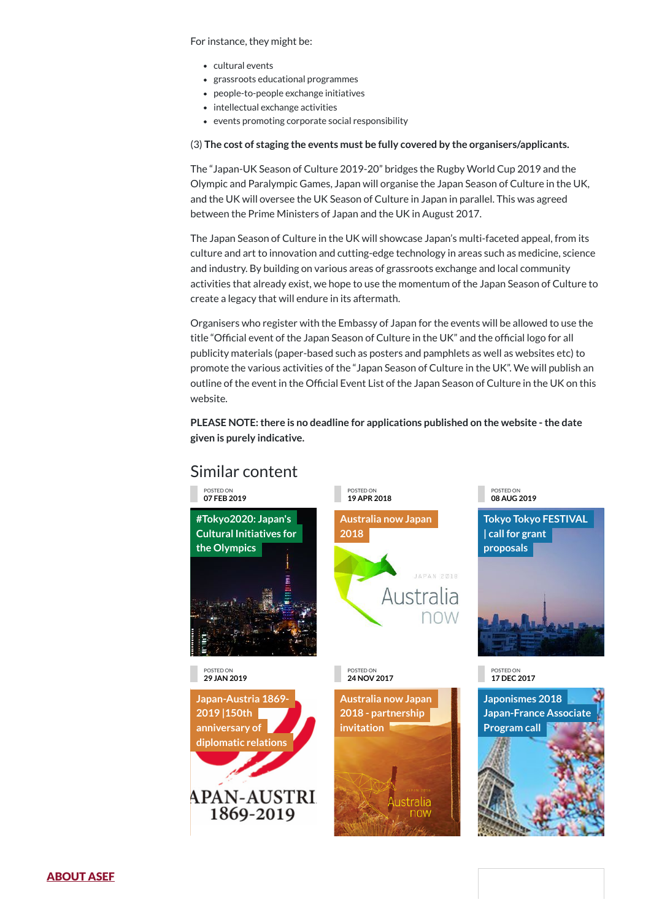For instance, they might be:

- cultural events
- grassroots educational programmes
- people-to-people exchange initiatives
- intellectual exchange activities
- events promoting corporate social responsibility

(3) **The cost of staging the events must be fully covered by the organisers/applicants.**

The "Japan-UK Season of Culture 2019-20" bridges the Rugby World Cup 2019 and the Olympic and Paralympic Games, Japan will organise the Japan Season of Culture in the UK, and the UK will oversee the UK Season of Culture in Japan in parallel. This was agreed between the Prime Ministers of Japan and the UK in August 2017.

The Japan Season of Culture in the UK will showcase Japan's multi-faceted appeal, from its culture and art to innovation and cutting-edge technology in areas such as medicine, science and industry. By building on various areas of grassroots exchange and local community activities that already exist, we hope to use the momentum of the Japan Season of Culture to create a legacy that will endure in its aftermath.

Organisers who register with the Embassy of Japan for the events will be allowed to use the title "Official event of the Japan Season of Culture in the UK" and the official logo for all publicity materials (paper-based such as posters and pamphlets as well as websites etc) to promote the various activities of the "Japan Season of Culture in the UK". We will publish an outline of the event in the Official Event List of the Japan Season of Culture in the UK on this website.

**PLEASE NOTE: there is no deadline for applications published on the website - the date given is purely indicative.**

## Similar content

POSTED ON
07 FEB 2019
#Tokyo2020: Japan's Cultural Initiatives for the Olympics

POSTED ON
19 APR 2018
Australia now Japan 2018

POSTED ON
08 AUG 2019
Tokyo Tokyo FESTIVAL | call for grant proposals

POSTED ON
29 JAN 2019
Japan-Austria 1869-2019 |150th anniversary of diplomatic relations

POSTED ON
24 NOV 2017
Australia now Japan 2018 - partnership invitation

POSTED ON
17 DEC 2017
Japonismes 2018 Japan-France Associate Program call

**ABOUT ASEF**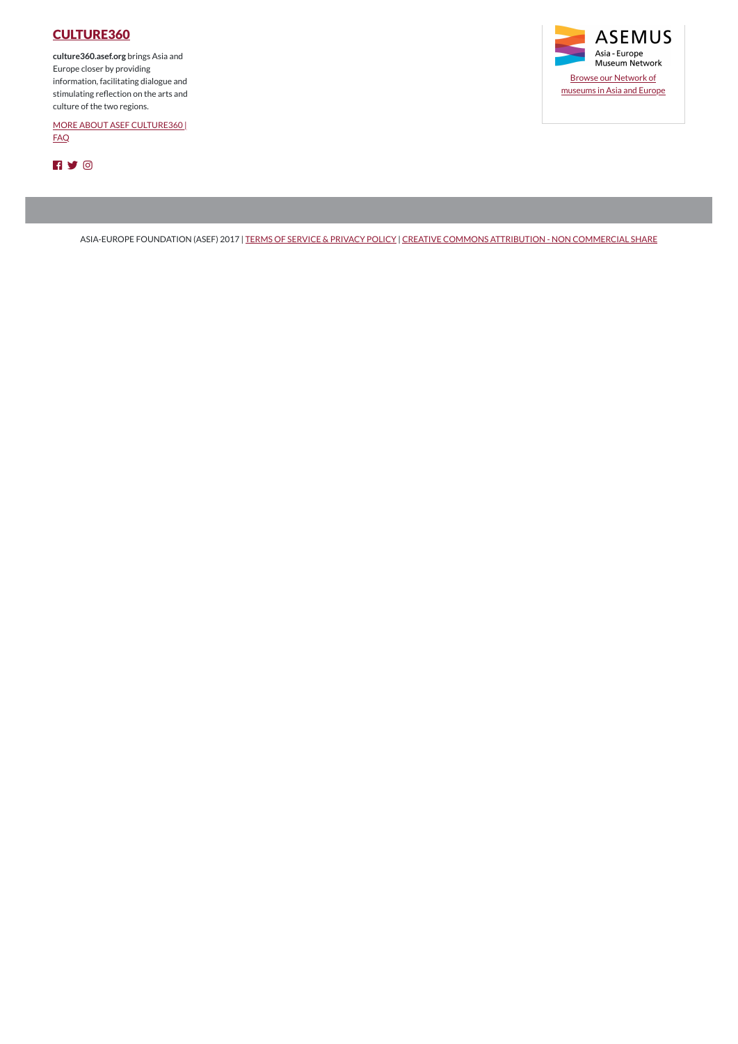## CULTURE360

**culture360.asef.org** brings Asia and Europe closer by providing information, facilitating dialogue and stimulating reflection on the arts and culture of the two regions.

MORE ABOUT ASEF CULTURE360 | FAQ

ASEMUS
Asia - Europe
Museum Network

Browse our Network of museums in Asia and Europe

ASIA-EUROPE FOUNDATION (ASEF) 2017 | TERMS OF SERVICE & PRIVACY POLICY | CREATIVE COMMONS ATTRIBUTION - NON COMMERCIAL SHARE